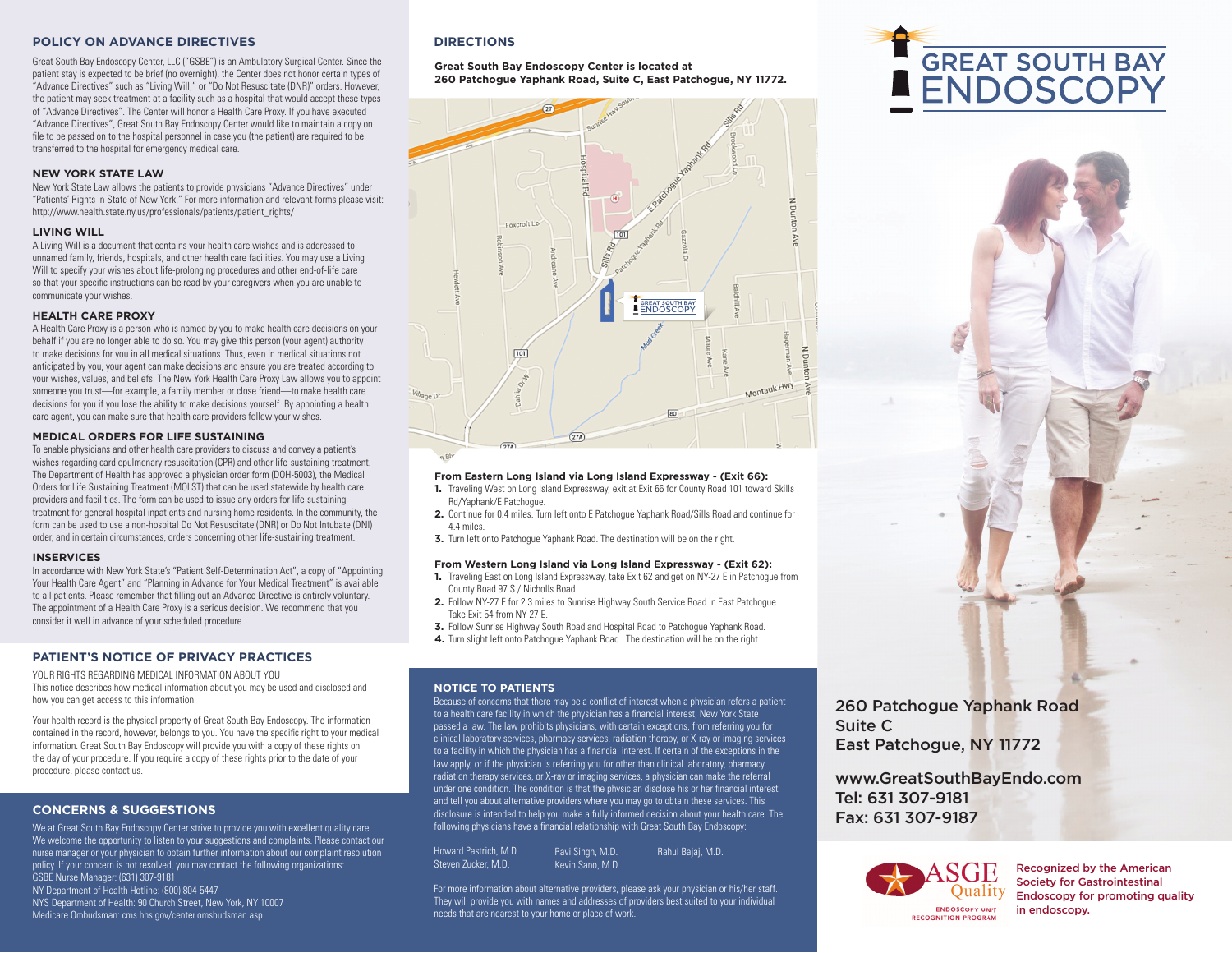## POLICY ON ADVANCE DIRECTIVES

Great South Bay Endoscopy Center, LLC ("GSBE") is an Ambulatory Surgical Center. Since the patient stay is expected to be brief (no overnight), the Center does not honor certain types of "Advance Directives" such as "Living Will," or "Do Not Resuscitate (DNR)" orders. However, the patient may seek treatment at a facility such as a hospital that would accept these types of "Advance Directives". The Center will honor a Health Care Proxy. If you have executed "Advance Directives", Great South Bay Endoscopy Center would like to maintain a copy on file to be passed on to the hospital personnel in case you (the patient) are required to be transferred to the hospital for emergency medical care.

### NEW YORK STATE LAW

New York State Law allows the patients to provide physicians "Advance Directives" under "Patients' Rights in State of New York." For more information and relevant forms please visit: http://www.health.state.ny.us/professionals/patients/patient_rights/

### LIVING WILL

A Living Will is a document that contains your health care wishes and is addressed to unnamed family, friends, hospitals, and other health care facilities. You may use a Living Will to specify your wishes about life-prolonging procedures and other end-of-life care so that your specific instructions can be read by your caregivers when you are unable to communicate your wishes.

### HEALTH CARE PROXY

A Health Care Proxy is a person who is named by you to make health care decisions on your behalf if you are no longer able to do so. You may give this person (your agent) authority to make decisions for you in all medical situations. Thus, even in medical situations not anticipated by you, your agent can make decisions and ensure you are treated according to your wishes, values, and beliefs. The New York Health Care Proxy Law allows you to appoint someone you trust—for example, a family member or close friend—to make health care decisions for you if you lose the ability to make decisions yourself. By appointing a health care agent, you can make sure that health care providers follow your wishes.

### MEDICAL ORDERS FOR LIFE SUSTAINING

To enable physicians and other health care providers to discuss and convey a patient's wishes regarding cardiopulmonary resuscitation (CPR) and other life-sustaining treatment. The Department of Health has approved a physician order form (DOH-5003), the Medical Orders for Life Sustaining Treatment (MOLST) that can be used statewide by health care providers and facilities. The form can be used to issue any orders for life-sustaining treatment for general hospital inpatients and nursing home residents. In the community, the form can be used to use a non-hospital Do Not Resuscitate (DNR) or Do Not Intubate (DNI) order, and in certain circumstances, orders concerning other life-sustaining treatment.

### INSERVICES

In accordance with New York State's "Patient Self-Determination Act", a copy of "Appointing Your Health Care Agent" and "Planning in Advance for Your Medical Treatment" is available to all patients. Please remember that filling out an Advance Directive is entirely voluntary. The appointment of a Health Care Proxy is a serious decision. We recommend that you consider it well in advance of your scheduled procedure.

## PATIENT'S NOTICE OF PRIVACY PRACTICES

YOUR RIGHTS REGARDING MEDICAL INFORMATION ABOUT YOU

This notice describes how medical information about you may be used and disclosed and how you can get access to this information.

Your health record is the physical property of Great South Bay Endoscopy. The information contained in the record, however, belongs to you. You have the specific right to your medical information. Great South Bay Endoscopy will provide you with a copy of these rights on the day of your procedure. If you require a copy of these rights prior to the date of your procedure, please contact us.

## CONCERNS & SUGGESTIONS

We at Great South Bay Endoscopy Center strive to provide you with excellent quality care. We welcome the opportunity to listen to your suggestions and complaints. Please contact our nurse manager or your physician to obtain further information about our complaint resolution policy. If your concern is not resolved, you may contact the following organizations:

GSBE Nurse Manager: (631) 307-9181
NY Department of Health Hotline: (800) 804-5447
NYS Department of Health: 90 Church Street, New York, NY 10007
Medicare Ombudsman: cms.hhs.gov/center.omsbudsman.asp

## DIRECTIONS

**Great South Bay Endoscopy Center is located at 260 Patchogue Yaphank Road, Suite C, East Patchogue, NY 11772.**

**From Eastern Long Island via Long Island Expressway - (Exit 66):**

1. Traveling West on Long Island Expressway, exit at Exit 66 for County Road 101 toward Skills Rd/Yaphank/E Patchogue.
2. Continue for 0.4 miles. Turn left onto E Patchogue Yaphank Road/Sills Road and continue for 4.4 miles.
3. Turn left onto Patchogue Yaphank Road. The destination will be on the right.

**From Western Long Island via Long Island Expressway - (Exit 62):**

1. Traveling East on Long Island Expressway, take Exit 62 and get on NY-27 E in Patchogue from County Road 97 S / Nicholls Road
2. Follow NY-27 E for 2.3 miles to Sunrise Highway South Service Road in East Patchogue. Take Exit 54 from NY-27 E.
3. Follow Sunrise Highway South Road and Hospital Road to Patchogue Yaphank Road.
4. Turn slight left onto Patchogue Yaphank Road. The destination will be on the right.

## NOTICE TO PATIENTS

Because of concerns that there may be a conflict of interest when a physician refers a patient to a health care facility in which the physician has a financial interest, New York State passed a law. The law prohibits physicians, with certain exceptions, from referring you for clinical laboratory services, pharmacy services, radiation therapy, or X-ray or imaging services to a facility in which the physician has a financial interest. If certain of the exceptions in the law apply, or if the physician is referring you for other than clinical laboratory, pharmacy, radiation therapy services, or X-ray or imaging services, a physician can make the referral under one condition. The condition is that the physician disclose his or her financial interest and tell you about alternative providers where you may go to obtain these services. This disclosure is intended to help you make a fully informed decision about your health care. The following physicians have a financial relationship with Great South Bay Endoscopy:

Howard Pastrich, M.D.
Steven Zucker, M.D.
Ravi Singh, M.D.
Kevin Sano, M.D.
Rahul Bajaj, M.D.

For more information about alternative providers, please ask your physician or his/her staff. They will provide you with names and addresses of providers best suited to your individual needs that are nearest to your home or place of work.

# GREAT SOUTH BAY ENDOSCOPY

260 Patchogue Yaphank Road
Suite C
East Patchogue, NY 11772

www.GreatSouthBayEndo.com
Tel: 631 307-9181
Fax: 631 307-9187

ASGE Quality — ENDOSCOPY UNIT RECOGNITION PROGRAM

Recognized by the American Society for Gastrointestinal Endoscopy for promoting quality in endoscopy.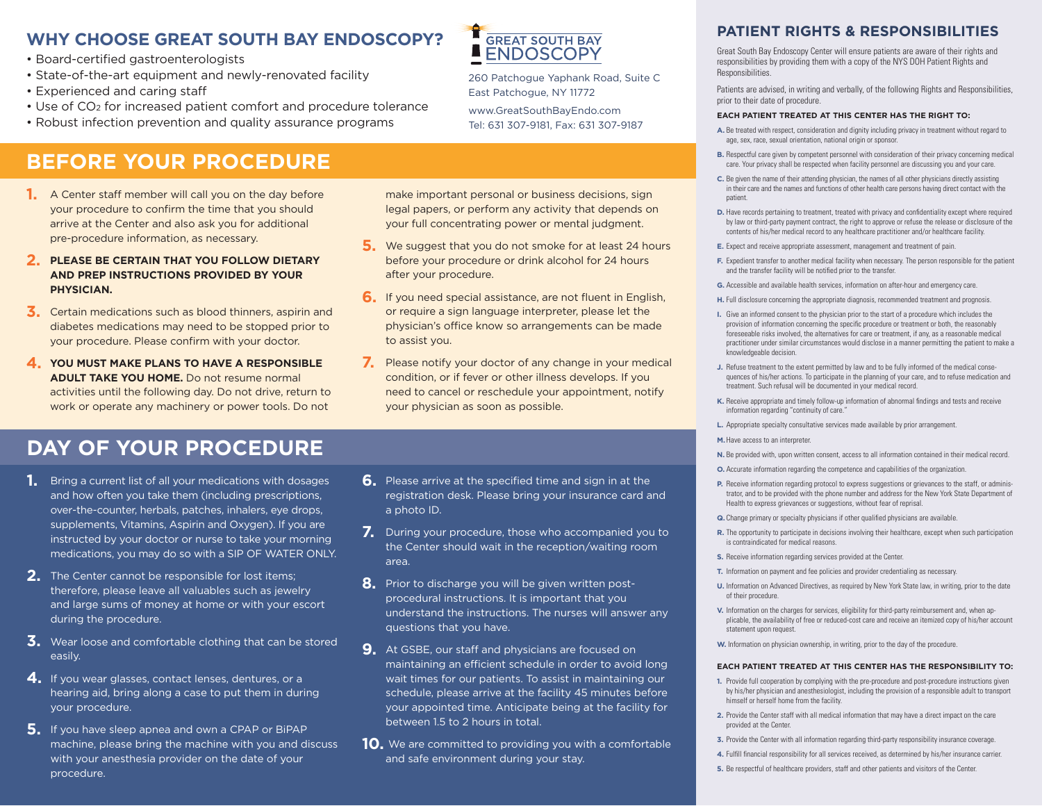## WHY CHOOSE GREAT SOUTH BAY ENDOSCOPY?

- Board-certified gastroenterologists
- State-of-the-art equipment and newly-renovated facility
- Experienced and caring staff
- Use of $CO_2$ for increased patient comfort and procedure tolerance
- Robust infection prevention and quality assurance programs

GREAT SOUTH BAY ENDOSCOPY

260 Patchogue Yaphank Road, Suite C
East Patchogue, NY 11772

www.GreatSouthBayEndo.com
Tel: 631 307-9181, Fax: 631 307-9187

## BEFORE YOUR PROCEDURE

1. A Center staff member will call you on the day before your procedure to confirm the time that you should arrive at the Center and also ask you for additional pre-procedure information, as necessary.
2. **PLEASE BE CERTAIN THAT YOU FOLLOW DIETARY AND PREP INSTRUCTIONS PROVIDED BY YOUR PHYSICIAN.**
3. Certain medications such as blood thinners, aspirin and diabetes medications may need to be stopped prior to your procedure. Please confirm with your doctor.
4. **YOU MUST MAKE PLANS TO HAVE A RESPONSIBLE ADULT TAKE YOU HOME.** Do not resume normal activities until the following day. Do not drive, return to work or operate any machinery or power tools. Do not make important personal or business decisions, sign legal papers, or perform any activity that depends on your full concentrating power or mental judgment.
5. We suggest that you do not smoke for at least 24 hours before your procedure or drink alcohol for 24 hours after your procedure.
6. If you need special assistance, are not fluent in English, or require a sign language interpreter, please let the physician's office know so arrangements can be made to assist you.
7. Please notify your doctor of any change in your medical condition, or if fever or other illness develops. If you need to cancel or reschedule your appointment, notify your physician as soon as possible.

## DAY OF YOUR PROCEDURE

1. Bring a current list of all your medications with dosages and how often you take them (including prescriptions, over-the-counter, herbals, patches, inhalers, eye drops, supplements, Vitamins, Aspirin and Oxygen). If you are instructed by your doctor or nurse to take your morning medications, you may do so with a SIP OF WATER ONLY.
2. The Center cannot be responsible for lost items; therefore, please leave all valuables such as jewelry and large sums of money at home or with your escort during the procedure.
3. Wear loose and comfortable clothing that can be stored easily.
4. If you wear glasses, contact lenses, dentures, or a hearing aid, bring along a case to put them in during your procedure.
5. If you have sleep apnea and own a CPAP or BiPAP machine, please bring the machine with you and discuss with your anesthesia provider on the date of your procedure.
6. Please arrive at the specified time and sign in at the registration desk. Please bring your insurance card and a photo ID.
7. During your procedure, those who accompanied you to the Center should wait in the reception/waiting room area.
8. Prior to discharge you will be given written post-procedural instructions. It is important that you understand the instructions. The nurses will answer any questions that you have.
9. At GSBE, our staff and physicians are focused on maintaining an efficient schedule in order to avoid long wait times for our patients. To assist in maintaining our schedule, please arrive at the facility 45 minutes before your appointed time. Anticipate being at the facility for between 1.5 to 2 hours in total.
10. We are committed to providing you with a comfortable and safe environment during your stay.

## PATIENT RIGHTS & RESPONSIBILITIES

Great South Bay Endoscopy Center will ensure patients are aware of their rights and responsibilities by providing them with a copy of the NYS DOH Patient Rights and Responsibilities.

Patients are advised, in writing and verbally, of the following Rights and Responsibilities, prior to their date of procedure.

**EACH PATIENT TREATED AT THIS CENTER HAS THE RIGHT TO:**

**A.** Be treated with respect, consideration and dignity including privacy in treatment without regard to age, sex, race, sexual orientation, national origin or sponsor.

**B.** Respectful care given by competent personnel with consideration of their privacy concerning medical care. Your privacy shall be respected when facility personnel are discussing you and your care.

**C.** Be given the name of their attending physician, the names of all other physicians directly assisting in their care and the names and functions of other health care persons having direct contact with the patient.

**D.** Have records pertaining to treatment, treated with privacy and confidentiality except where required by law or third-party payment contract, the right to approve or refuse the release or disclosure of the contents of his/her medical record to any healthcare practitioner and/or healthcare facility.

**E.** Expect and receive appropriate assessment, management and treatment of pain.

**F.** Expedient transfer to another medical facility when necessary. The person responsible for the patient and the transfer facility will be notified prior to the transfer.

**G.** Accessible and available health services, information on after-hour and emergency care.

**H.** Full disclosure concerning the appropriate diagnosis, recommended treatment and prognosis.

**I.** Give an informed consent to the physician prior to the start of a procedure which includes the provision of information concerning the specific procedure or treatment or both, the reasonably foreseeable risks involved, the alternatives for care or treatment, if any, as a reasonable medical practitioner under similar circumstances would disclose in a manner permitting the patient to make a knowledgeable decision.

**J.** Refuse treatment to the extent permitted by law and to be fully informed of the medical consequences of his/her actions. To participate in the planning of your care, and to refuse medication and treatment. Such refusal will be documented in your medical record.

**K.** Receive appropriate and timely follow-up information of abnormal findings and tests and receive information regarding "continuity of care."

**L.** Appropriate specialty consultative services made available by prior arrangement.

**M.** Have access to an interpreter.

**N.** Be provided with, upon written consent, access to all information contained in their medical record.

**O.** Accurate information regarding the competence and capabilities of the organization.

**P.** Receive information regarding protocol to express suggestions or grievances to the staff, or administrator, and to be provided with the phone number and address for the New York State Department of Health to express grievances or suggestions, without fear of reprisal.

**Q.** Change primary or specialty physicians if other qualified physicians are available.

**R.** The opportunity to participate in decisions involving their healthcare, except when such participation is contraindicated for medical reasons.

**S.** Receive information regarding services provided at the Center.

**T.** Information on payment and fee policies and provider credentialing as necessary.

**U.** Information on Advanced Directives, as required by New York State law, in writing, prior to the date of their procedure.

**V.** Information on the charges for services, eligibility for third-party reimbursement and, when applicable, the availability of free or reduced-cost care and receive an itemized copy of his/her account statement upon request.

**W.** Information on physician ownership, in writing, prior to the day of the procedure.

**EACH PATIENT TREATED AT THIS CENTER HAS THE RESPONSIBILITY TO:**

1. Provide full cooperation by complying with the pre-procedure and post-procedure instructions given by his/her physician and anesthesiologist, including the provision of a responsible adult to transport himself or herself home from the facility.
2. Provide the Center staff with all medical information that may have a direct impact on the care provided at the Center.
3. Provide the Center with all information regarding third-party responsibility insurance coverage.
4. Fulfill financial responsibility for all services received, as determined by his/her insurance carrier.
5. Be respectful of healthcare providers, staff and other patients and visitors of the Center.